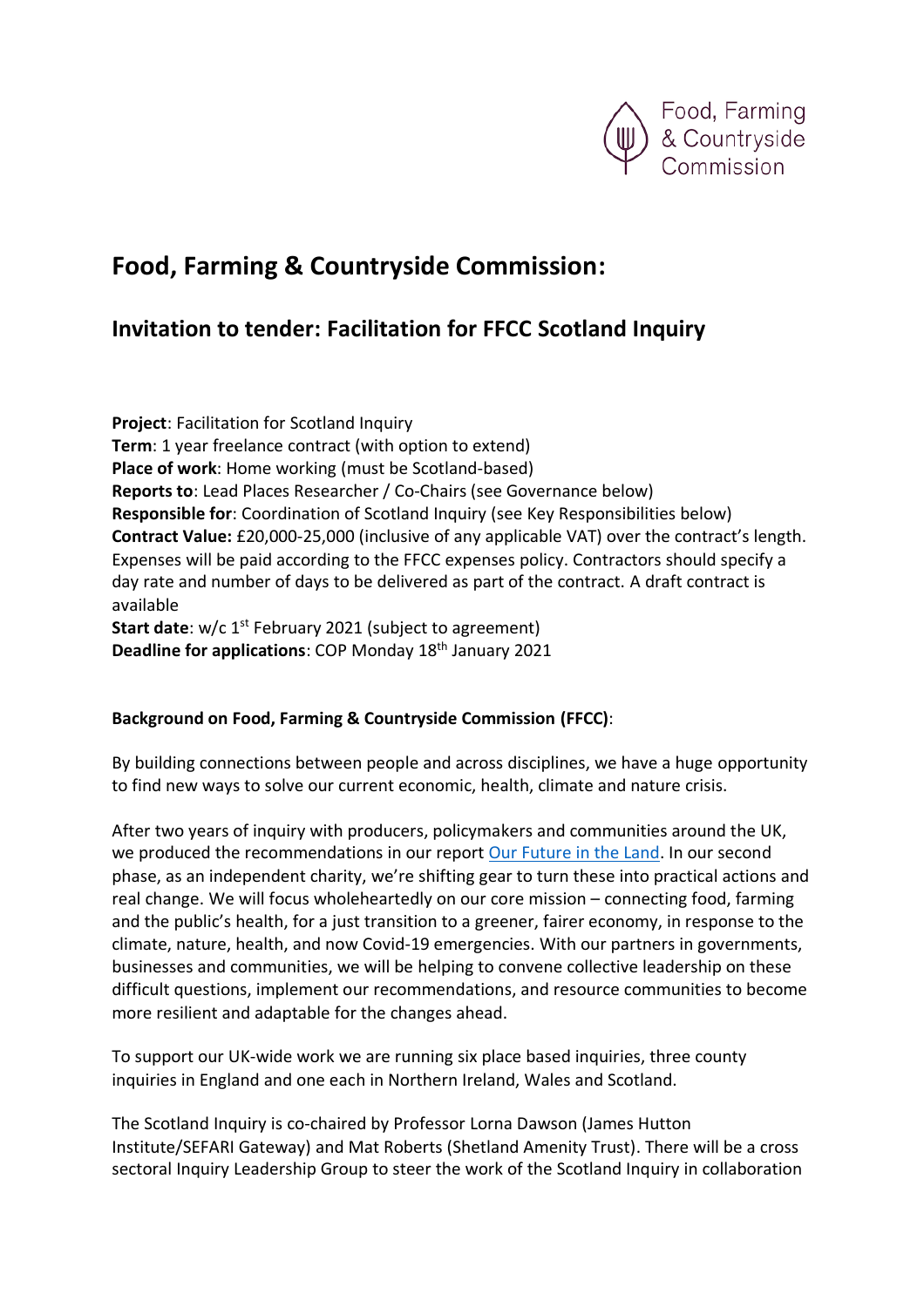# Food, Farming & Countryside Commission:

## Invitation to tender: Facilitation for FFCC Scotland Inquiry

**Project**: Facilitation for Scotland Inquiry
**Term**: 1 year freelance contract (with option to extend)
**Place of work**: Home working (must be Scotland-based)
**Reports to**: Lead Places Researcher / Co-Chairs (see Governance below)
**Responsible for**: Coordination of Scotland Inquiry (see Key Responsibilities below)
**Contract Value:** £20,000-25,000 (inclusive of any applicable VAT) over the contract's length. Expenses will be paid according to the FFCC expenses policy. Contractors should specify a day rate and number of days to be delivered as part of the contract. A draft contract is available
**Start date**: w/c 1st February 2021 (subject to agreement)
**Deadline for applications**: COP Monday 18th January 2021

**Background on Food, Farming & Countryside Commission (FFCC)**:

By building connections between people and across disciplines, we have a huge opportunity to find new ways to solve our current economic, health, climate and nature crisis.

After two years of inquiry with producers, policymakers and communities around the UK, we produced the recommendations in our report [Our Future in the Land](). In our second phase, as an independent charity, we're shifting gear to turn these into practical actions and real change. We will focus wholeheartedly on our core mission – connecting food, farming and the public's health, for a just transition to a greener, fairer economy, in response to the climate, nature, health, and now Covid-19 emergencies. With our partners in governments, businesses and communities, we will be helping to convene collective leadership on these difficult questions, implement our recommendations, and resource communities to become more resilient and adaptable for the changes ahead.

To support our UK-wide work we are running six place based inquiries, three county inquiries in England and one each in Northern Ireland, Wales and Scotland.

The Scotland Inquiry is co-chaired by Professor Lorna Dawson (James Hutton Institute/SEFARI Gateway) and Mat Roberts (Shetland Amenity Trust). There will be a cross sectoral Inquiry Leadership Group to steer the work of the Scotland Inquiry in collaboration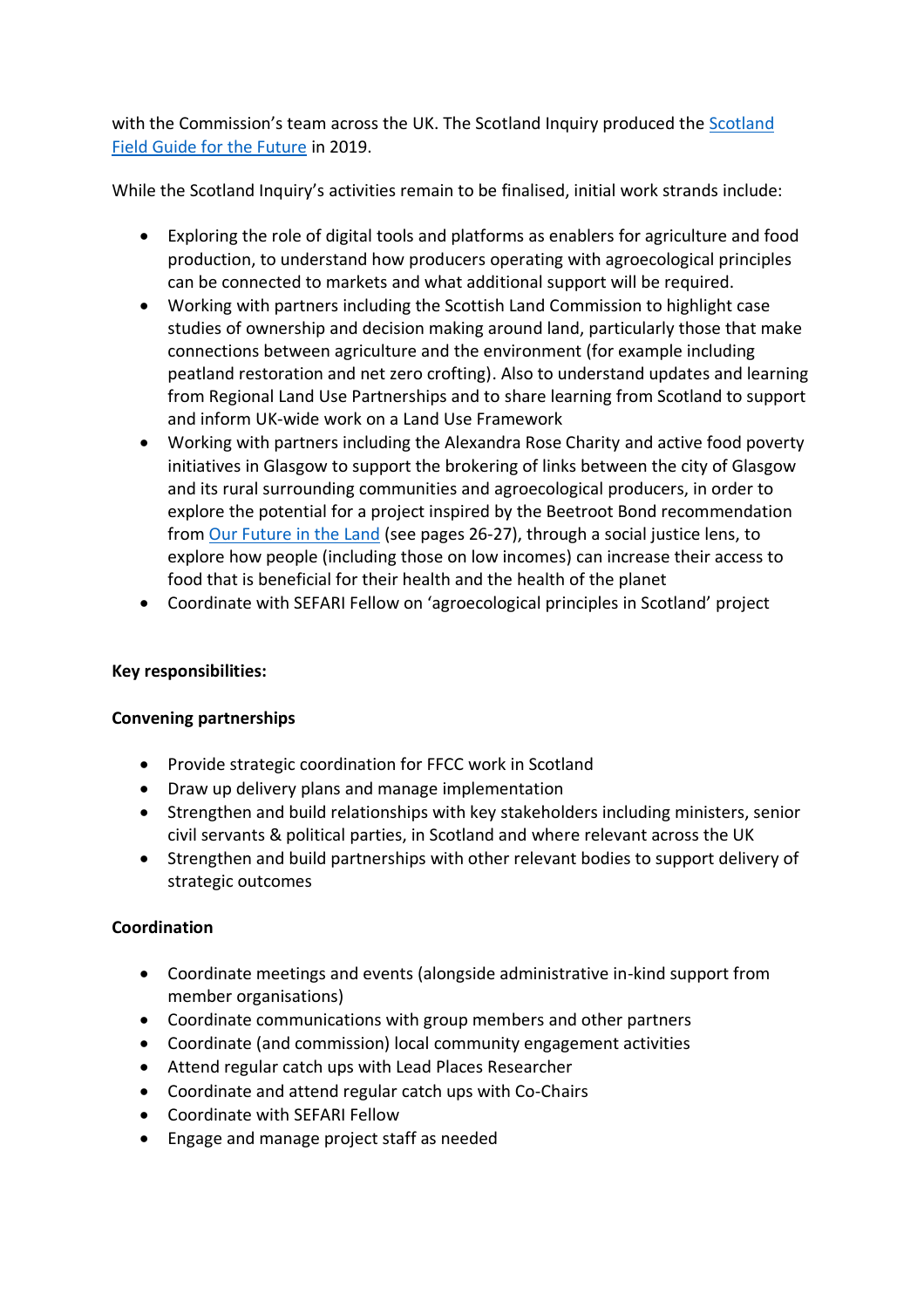with the Commission's team across the UK. The Scotland Inquiry produced the [Scotland Field Guide for the Future]() in 2019.

While the Scotland Inquiry's activities remain to be finalised, initial work strands include:

- Exploring the role of digital tools and platforms as enablers for agriculture and food production, to understand how producers operating with agroecological principles can be connected to markets and what additional support will be required.
- Working with partners including the Scottish Land Commission to highlight case studies of ownership and decision making around land, particularly those that make connections between agriculture and the environment (for example including peatland restoration and net zero crofting). Also to understand updates and learning from Regional Land Use Partnerships and to share learning from Scotland to support and inform UK-wide work on a Land Use Framework
- Working with partners including the Alexandra Rose Charity and active food poverty initiatives in Glasgow to support the brokering of links between the city of Glasgow and its rural surrounding communities and agroecological producers, in order to explore the potential for a project inspired by the Beetroot Bond recommendation from [Our Future in the Land]() (see pages 26-27), through a social justice lens, to explore how people (including those on low incomes) can increase their access to food that is beneficial for their health and the health of the planet
- Coordinate with SEFARI Fellow on 'agroecological principles in Scotland' project

**Key responsibilities:**

**Convening partnerships**

- Provide strategic coordination for FFCC work in Scotland
- Draw up delivery plans and manage implementation
- Strengthen and build relationships with key stakeholders including ministers, senior civil servants & political parties, in Scotland and where relevant across the UK
- Strengthen and build partnerships with other relevant bodies to support delivery of strategic outcomes

**Coordination**

- Coordinate meetings and events (alongside administrative in-kind support from member organisations)
- Coordinate communications with group members and other partners
- Coordinate (and commission) local community engagement activities
- Attend regular catch ups with Lead Places Researcher
- Coordinate and attend regular catch ups with Co-Chairs
- Coordinate with SEFARI Fellow
- Engage and manage project staff as needed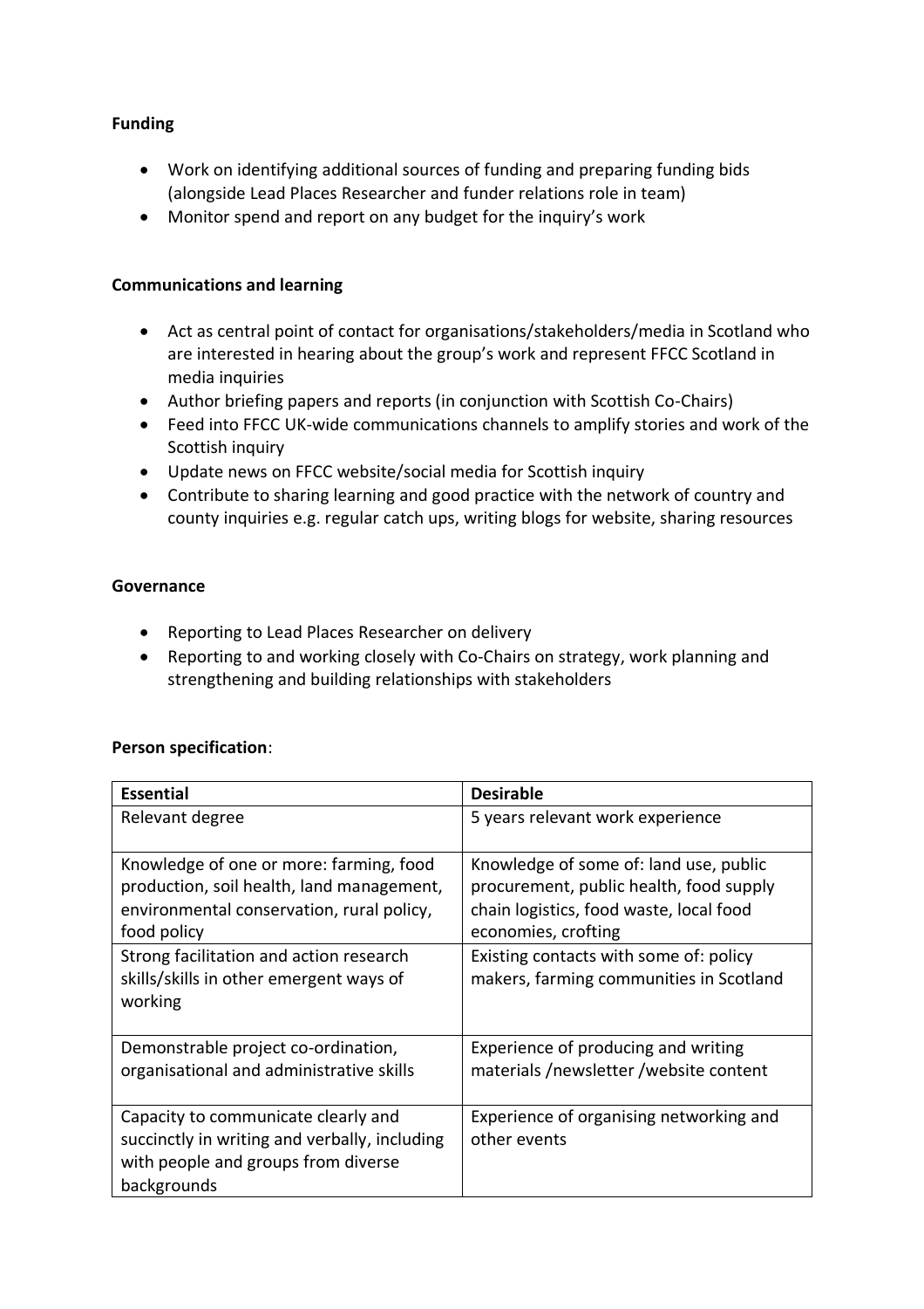**Funding**

- Work on identifying additional sources of funding and preparing funding bids (alongside Lead Places Researcher and funder relations role in team)
- Monitor spend and report on any budget for the inquiry's work

**Communications and learning**

- Act as central point of contact for organisations/stakeholders/media in Scotland who are interested in hearing about the group's work and represent FFCC Scotland in media inquiries
- Author briefing papers and reports (in conjunction with Scottish Co-Chairs)
- Feed into FFCC UK-wide communications channels to amplify stories and work of the Scottish inquiry
- Update news on FFCC website/social media for Scottish inquiry
- Contribute to sharing learning and good practice with the network of country and county inquiries e.g. regular catch ups, writing blogs for website, sharing resources

**Governance**

- Reporting to Lead Places Researcher on delivery
- Reporting to and working closely with Co-Chairs on strategy, work planning and strengthening and building relationships with stakeholders

**Person specification**:

| **Essential** | **Desirable** |
| --- | --- |
| Relevant degree | 5 years relevant work experience |
| Knowledge of one or more: farming, food production, soil health, land management, environmental conservation, rural policy, food policy | Knowledge of some of: land use, public procurement, public health, food supply chain logistics, food waste, local food economies, crofting |
| Strong facilitation and action research skills/skills in other emergent ways of working | Existing contacts with some of: policy makers, farming communities in Scotland |
| Demonstrable project co-ordination, organisational and administrative skills | Experience of producing and writing materials /newsletter /website content |
| Capacity to communicate clearly and succinctly in writing and verbally, including with people and groups from diverse backgrounds | Experience of organising networking and other events |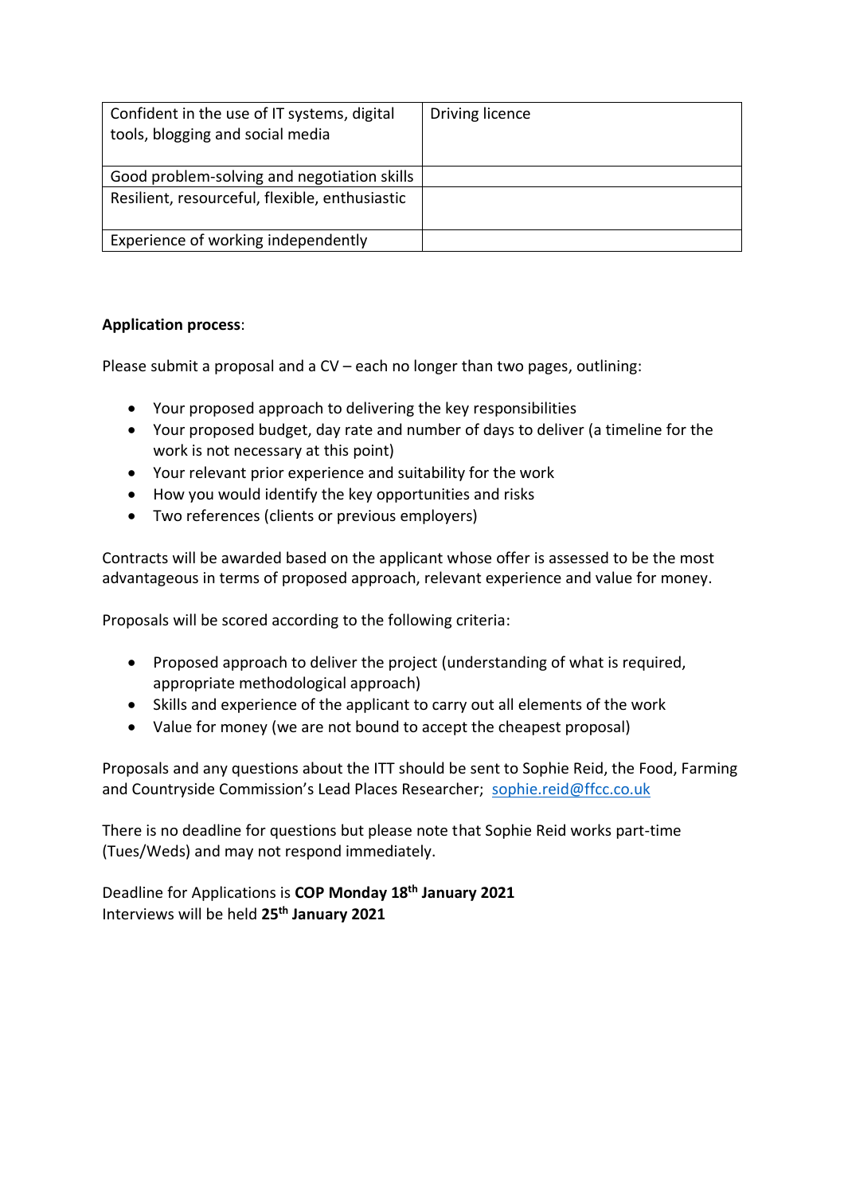| | |
|---|---|
| Confident in the use of IT systems, digital tools, blogging and social media | Driving licence |
| Good problem-solving and negotiation skills | |
| Resilient, resourceful, flexible, enthusiastic | |
| Experience of working independently | |

**Application process**:

Please submit a proposal and a CV – each no longer than two pages, outlining:

- Your proposed approach to delivering the key responsibilities
- Your proposed budget, day rate and number of days to deliver (a timeline for the work is not necessary at this point)
- Your relevant prior experience and suitability for the work
- How you would identify the key opportunities and risks
- Two references (clients or previous employers)

Contracts will be awarded based on the applicant whose offer is assessed to be the most advantageous in terms of proposed approach, relevant experience and value for money.

Proposals will be scored according to the following criteria:

- Proposed approach to deliver the project (understanding of what is required, appropriate methodological approach)
- Skills and experience of the applicant to carry out all elements of the work
- Value for money (we are not bound to accept the cheapest proposal)

Proposals and any questions about the ITT should be sent to Sophie Reid, the Food, Farming and Countryside Commission's Lead Places Researcher; [sophie.reid@ffcc.co.uk](mailto:sophie.reid@ffcc.co.uk)

There is no deadline for questions but please note that Sophie Reid works part-time (Tues/Weds) and may not respond immediately.

Deadline for Applications is **COP Monday 18th January 2021**
Interviews will be held **25th January 2021**